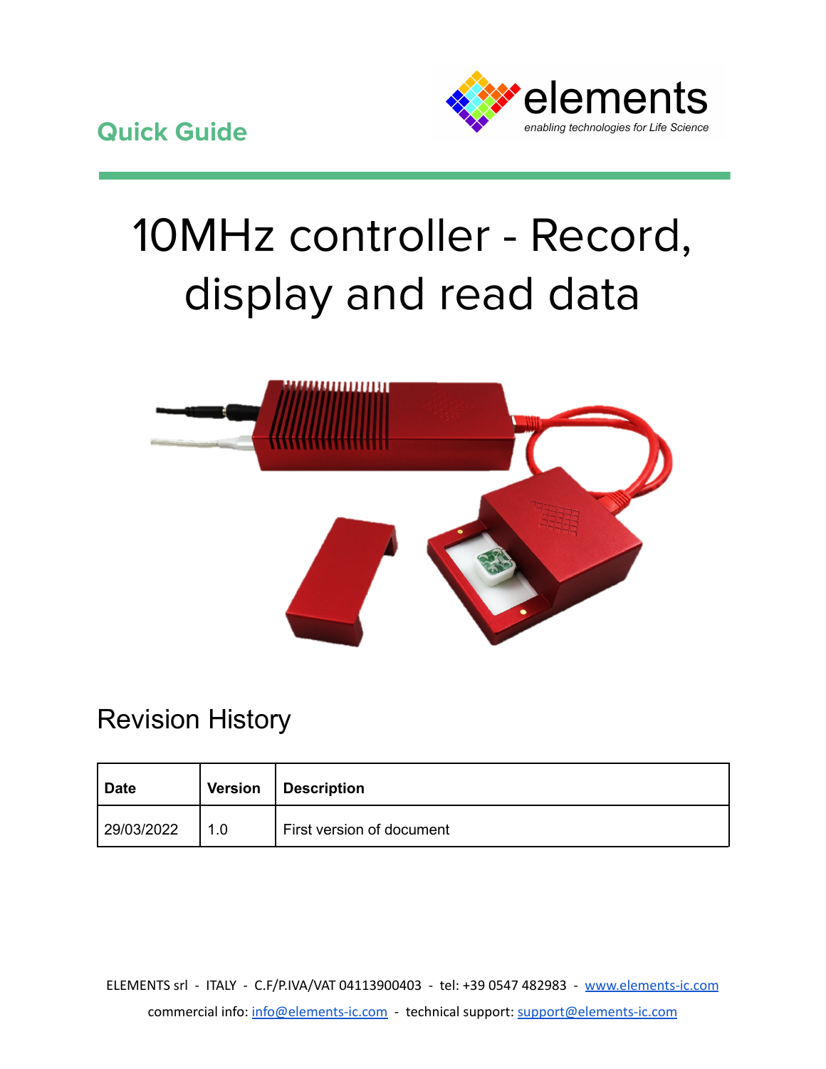Quick Guide

elements
*enabling technologies for Life Science*

# 10MHz controller - Record, display and read data

## Revision History

| Date | Version | Description |
| --- | --- | --- |
| 29/03/2022 | 1.0 | First version of document |

ELEMENTS srl - ITALY - C.F/P.IVA/VAT 04113900403 - tel: +39 0547 482983 - www.elements-ic.com

commercial info: info@elements-ic.com - technical support: support@elements-ic.com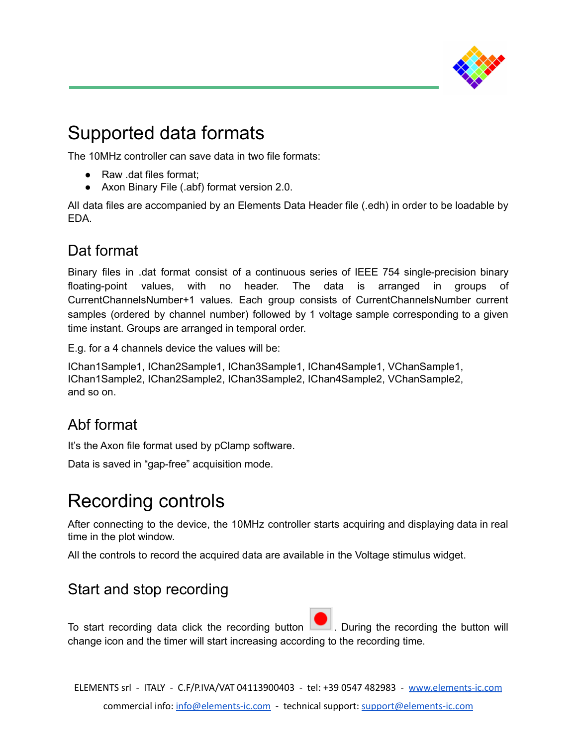# Supported data formats

The 10MHz controller can save data in two file formats:

- Raw .dat files format;
- Axon Binary File (.abf) format version 2.0.

All data files are accompanied by an Elements Data Header file (.edh) in order to be loadable by EDA.

## Dat format

Binary files in .dat format consist of a continuous series of IEEE 754 single-precision binary floating-point values, with no header. The data is arranged in groups of CurrentChannelsNumber+1 values. Each group consists of CurrentChannelsNumber current samples (ordered by channel number) followed by 1 voltage sample corresponding to a given time instant. Groups are arranged in temporal order.

E.g. for a 4 channels device the values will be:

IChan1Sample1, IChan2Sample1, IChan3Sample1, IChan4Sample1, VChanSample1,
IChan1Sample2, IChan2Sample2, IChan3Sample2, IChan4Sample2, VChanSample2,
and so on.

## Abf format

It's the Axon file format used by pClamp software.

Data is saved in "gap-free" acquisition mode.

# Recording controls

After connecting to the device, the 10MHz controller starts acquiring and displaying data in real time in the plot window.

All the controls to record the acquired data are available in the Voltage stimulus widget.

## Start and stop recording

To start recording data click the recording button . During the recording the button will change icon and the timer will start increasing according to the recording time.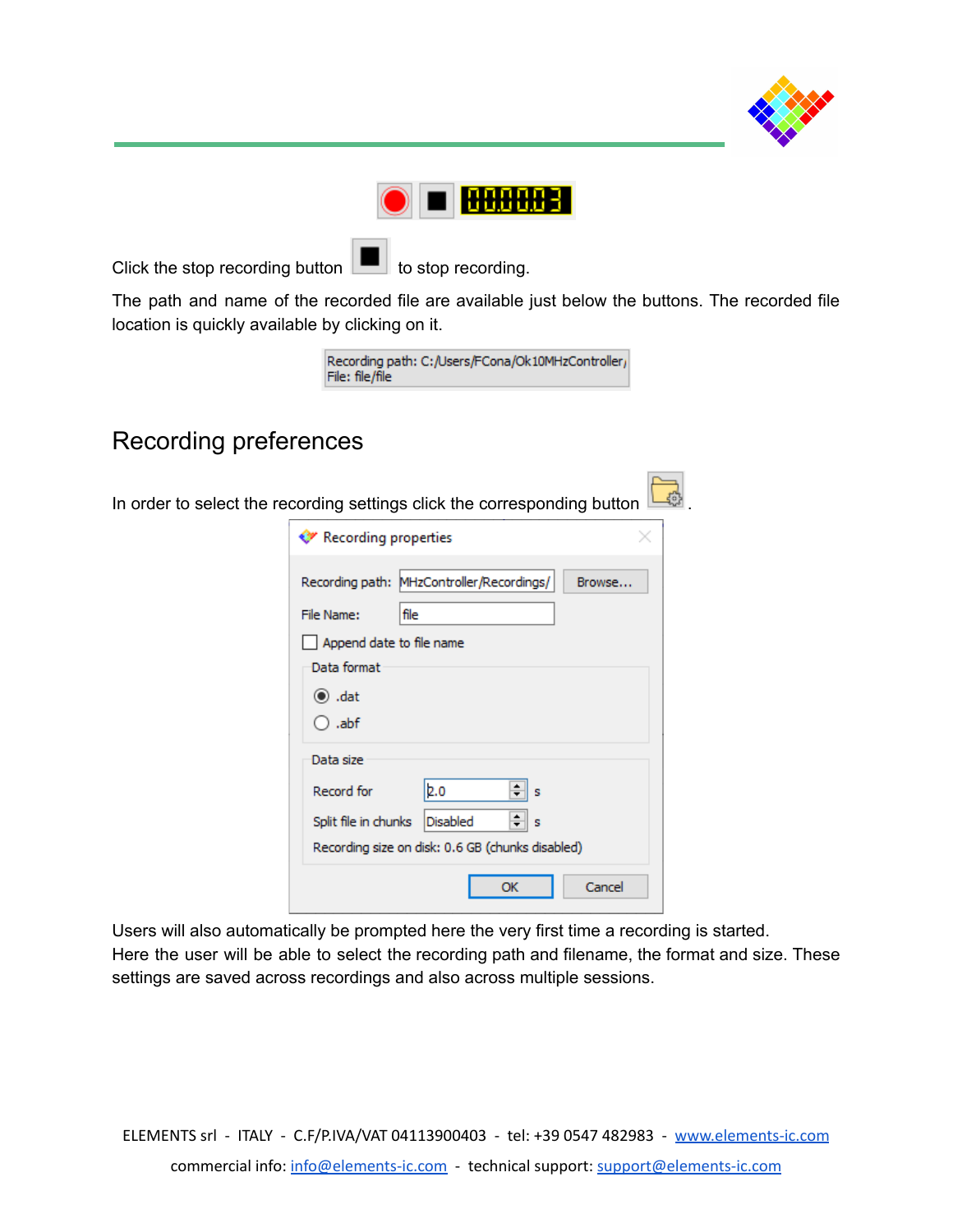Click the stop recording button to stop recording.

The path and name of the recorded file are available just below the buttons. The recorded file location is quickly available by clicking on it.

## Recording preferences

In order to select the recording settings click the corresponding button .

Users will also automatically be prompted here the very first time a recording is started.
Here the user will be able to select the recording path and filename, the format and size. These settings are saved across recordings and also across multiple sessions.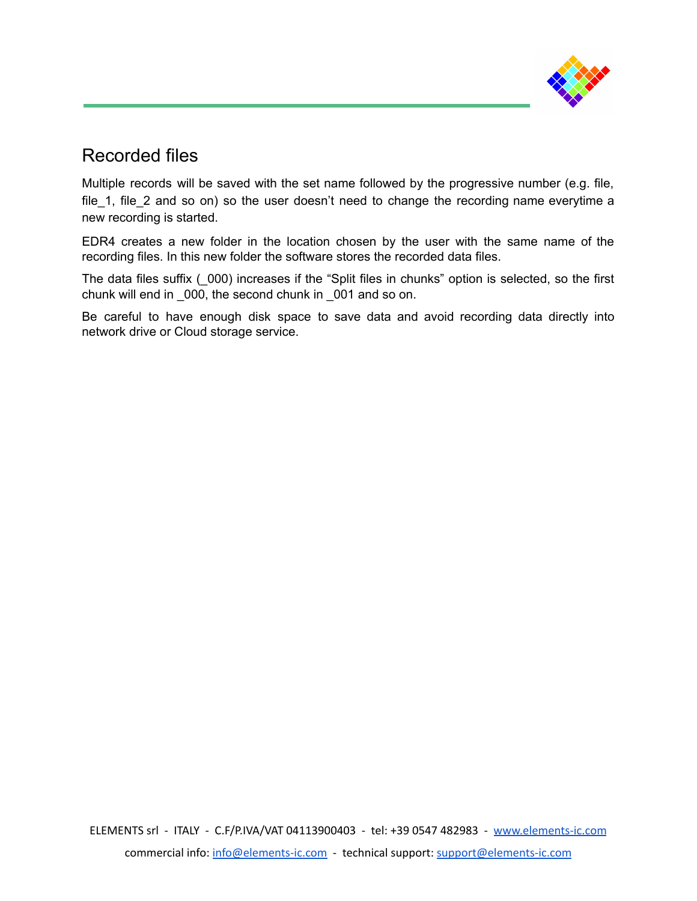## Recorded files

Multiple records will be saved with the set name followed by the progressive number (e.g. file, file_1, file_2 and so on) so the user doesn't need to change the recording name everytime a new recording is started.

EDR4 creates a new folder in the location chosen by the user with the same name of the recording files. In this new folder the software stores the recorded data files.

The data files suffix (_000) increases if the "Split files in chunks" option is selected, so the first chunk will end in _000, the second chunk in _001 and so on.

Be careful to have enough disk space to save data and avoid recording data directly into network drive or Cloud storage service.